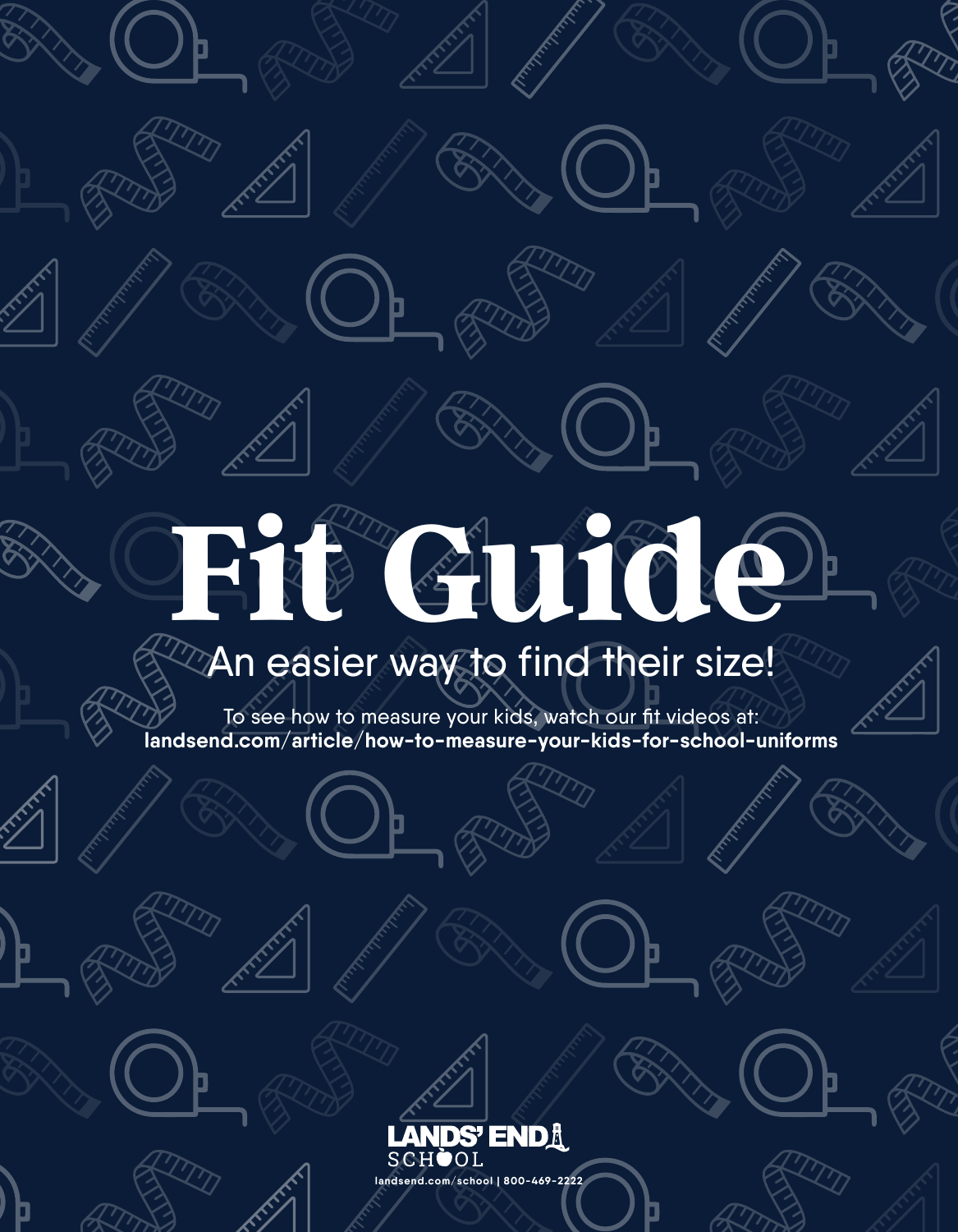# Fit Guide

## An easier way to find their size!

To see how to measure your kids, watch our fit videos at:
**landsend.com/article/how-to-measure-your-kids-for-school-uniforms**

LANDS' END SCHOOL

landsend.com/school | 800-469-2222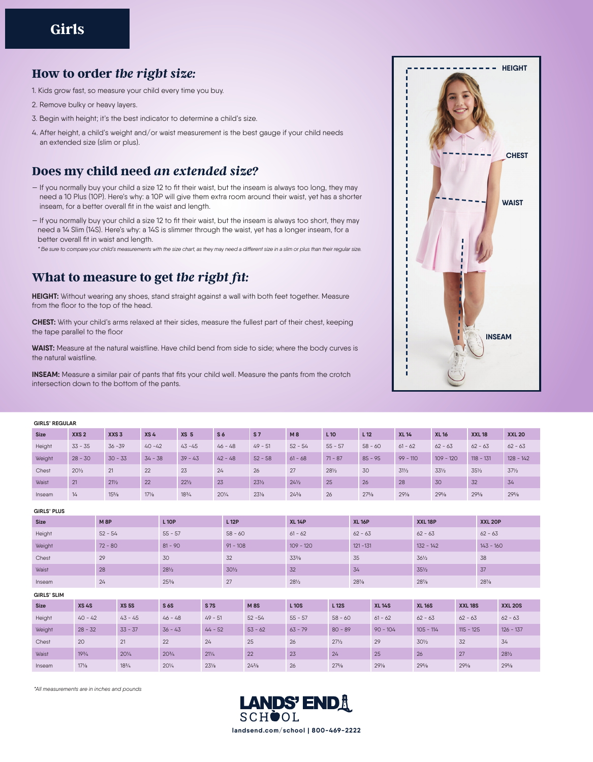# Girls

## How to order *the right size:*

1. Kids grow fast, so measure your child every time you buy.
2. Remove bulky or heavy layers.
3. Begin with height; it's the best indicator to determine a child's size.
4. After height, a child's weight and/or waist measurement is the best gauge if your child needs an extended size (slim or plus).

## Does my child need *an extended size?*

— If you normally buy your child a size 12 to fit their waist, but the inseam is always too long, they may need a 10 Plus (10P). Here's why: a 10P will give them extra room around their waist, yet has a shorter inseam, for a better overall fit in the waist and length.

— If you normally buy your child a size 12 to fit their waist, but the inseam is always too short, they may need a 14 Slim (14S). Here's why: a 14S is slimmer through the waist, yet has a longer inseam, for a better overall fit in waist and length.

*\* Be sure to compare your child's measurements with the size chart, as they may need a different size in a slim or plus than their regular size.*

## What to measure to get *the right fit:*

**HEIGHT:** Without wearing any shoes, stand straight against a wall with both feet together. Measure from the floor to the top of the head.

**CHEST:** With your child's arms relaxed at their sides, measure the fullest part of their chest, keeping the tape parallel to the floor

**WAIST:** Measure at the natural waistline. Have child bend from side to side; where the body curves is the natural waistline.

**INSEAM:** Measure a similar pair of pants that fits your child well. Measure the pants from the crotch intersection down to the bottom of the pants.

HEIGHT

CHEST

WAIST

INSEAM

**GIRLS' REGULAR**

| Size | XXS 2 | XXS 3 | XS 4 | XS 5 | S 6 | S 7 | M 8 | L 10 | L 12 | XL 14 | XL 16 | XXL 18 | XXL 20 |
|---|---|---|---|---|---|---|---|---|---|---|---|---|---|
| Height | 33 - 35 | 36 -39 | 40 -42 | 43 -45 | 46 - 48 | 49 - 51 | 52 - 54 | 55 - 57 | 58 - 60 | 61 - 62 | 62 - 63 | 62 - 63 | 62 - 63 |
| Weight | 28 - 30 | 30 - 33 | 34 - 38 | 39 - 43 | 42 - 48 | 52 - 58 | 61 - 68 | 71 - 87 | 85 - 95 | 99 - 110 | 109 - 120 | 118 - 131 | 128 - 142 |
| Chest | 20½ | 21 | 22 | 23 | 24 | 26 | 27 | 28½ | 30 | 31½ | 33½ | 35½ | 37½ |
| Waist | 21 | 21½ | 22 | 22½ | 23 | 23½ | 24½ | 25 | 26 | 28 | 30 | 32 | 34 |
| Inseam | 14 | 15⅝ | 17⅛ | 18¾ | 20¼ | 23⅛ | 24⅜ | 26 | 27⅝ | 29⅛ | 29⅝ | 29⅝ | 29⅝ |

**GIRLS' PLUS**

| Size | M 8P | L 10P | L 12P | XL 14P | XL 16P | XXL 18P | XXL 20P |
|---|---|---|---|---|---|---|---|
| Height | 52 - 54 | 55 - 57 | 58 - 60 | 61 - 62 | 62 - 63 | 62 - 63 | 62 - 63 |
| Weight | 72 - 80 | 81 - 90 | 91 - 108 | 109 - 120 | 121 -131 | 132 - 142 | 143 - 160 |
| Chest | 29 | 30 | 32 | 33⅝ | 35 | 36½ | 38 |
| Waist | 28 | 28½ | 30½ | 32 | 34 | 35½ | 37 |
| Inseam | 24 | 25⅜ | 27 | 28½ | 28⅞ | 28⅞ | 28⅞ |

**GIRLS' SLIM**

| Size | XS 4S | XS 5S | S 6S | S 7S | M 8S | L 10S | L 12S | XL 14S | XL 16S | XXL 18S | XXL 20S |
|---|---|---|---|---|---|---|---|---|---|---|---|
| Height | 40 - 42 | 43 - 45 | 46 - 48 | 49 - 51 | 52 -54 | 55 - 57 | 58 - 60 | 61 - 62 | 62 - 63 | 62 - 63 | 62 - 63 |
| Weight | 28 - 32 | 33 - 37 | 36 - 43 | 44 - 52 | 53 - 62 | 63 - 79 | 80 - 89 | 90 - 104 | 105 - 114 | 115 - 125 | 126 - 137 |
| Chest | 20 | 21 | 22 | 24 | 25 | 26 | 27½ | 29 | 30½ | 32 | 34 |
| Waist | 19¾ | 20¼ | 20¾ | 21¼ | 22 | 23 | 24 | 25 | 26 | 27 | 28½ |
| Inseam | 17⅛ | 18¾ | 20¼ | 23⅛ | 24⅜ | 26 | 27⅝ | 29⅛ | 29⅝ | 29⅝ | 29⅝ |

*\*All measurements are in inches and pounds*

LANDS' END SCHOOL

landsend.com/school | 800-469-2222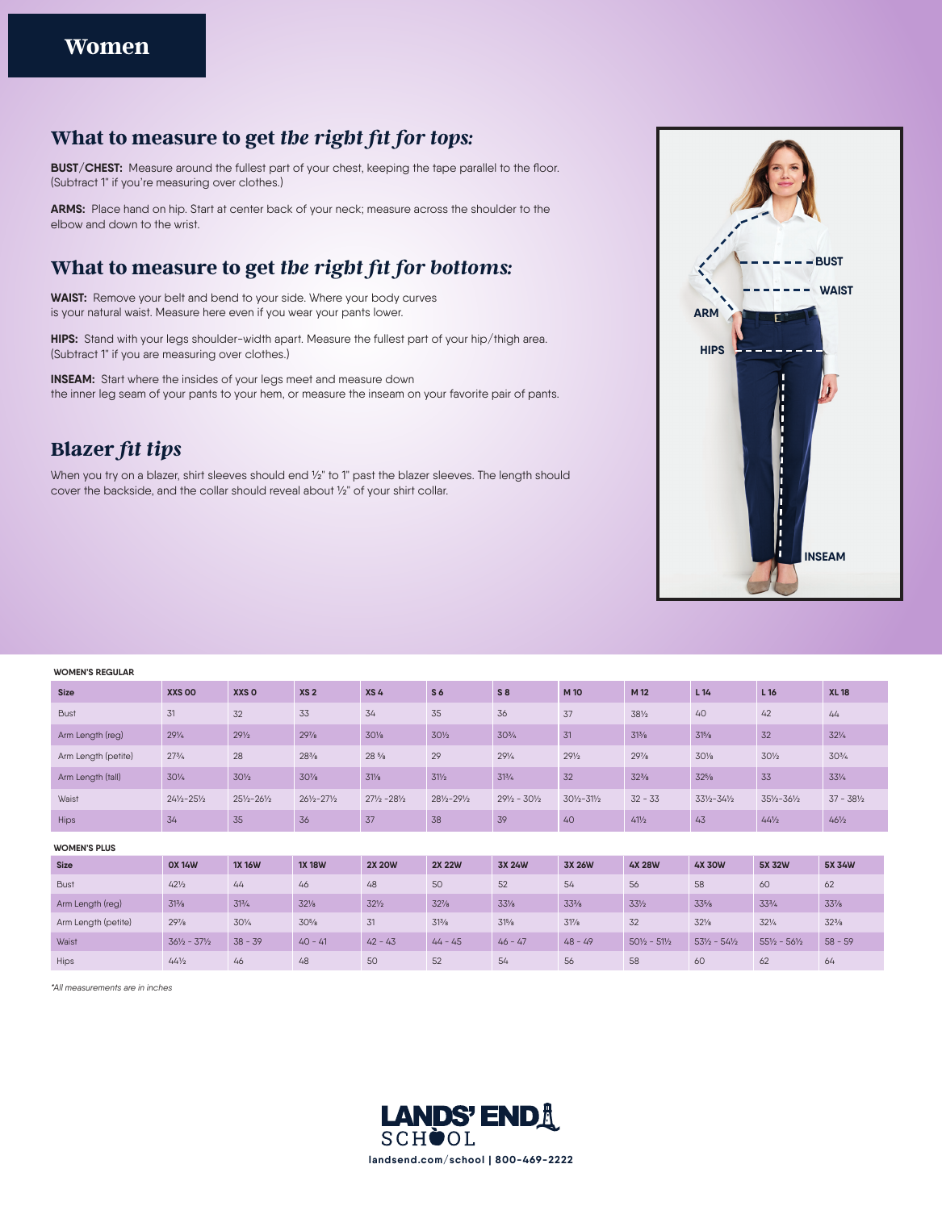# Women

## What to measure to get *the right fit for tops:*

**BUST/CHEST:** Measure around the fullest part of your chest, keeping the tape parallel to the floor. (Subtract 1" if you're measuring over clothes.)

**ARMS:** Place hand on hip. Start at center back of your neck; measure across the shoulder to the elbow and down to the wrist.

## What to measure to get *the right fit for bottoms:*

**WAIST:** Remove your belt and bend to your side. Where your body curves is your natural waist. Measure here even if you wear your pants lower.

**HIPS:** Stand with your legs shoulder-width apart. Measure the fullest part of your hip/thigh area. (Subtract 1" if you are measuring over clothes.)

**INSEAM:** Start where the insides of your legs meet and measure down the inner leg seam of your pants to your hem, or measure the inseam on your favorite pair of pants.

## Blazer *fit tips*

When you try on a blazer, shirt sleeves should end ½" to 1" past the blazer sleeves. The length should cover the backside, and the collar should reveal about ½" of your shirt collar.

BUST
WAIST
ARM
HIPS
INSEAM

**WOMEN'S REGULAR**

| Size | XXS 00 | XXS 0 | XS 2 | XS 4 | S 6 | S 8 | M 10 | M 12 | L 14 | L 16 | XL 18 |
|---|---|---|---|---|---|---|---|---|---|---|---|
| Bust | 31 | 32 | 33 | 34 | 35 | 36 | 37 | 38½ | 40 | 42 | 44 |
| Arm Length (reg) | 29¼ | 29½ | 29⅞ | 30⅛ | 30½ | 30¾ | 31 | 31⅜ | 31⅝ | 32 | 32¼ |
| Arm Length (petite) | 27¾ | 28 | 28⅜ | 28 ⅝ | 29 | 29¼ | 29½ | 29⅞ | 30⅛ | 30½ | 30¾ |
| Arm Length (tall) | 30¼ | 30½ | 30⅞ | 31⅛ | 31½ | 31¾ | 32 | 32⅜ | 32⅝ | 33 | 33¼ |
| Waist | 24½–25½ | 25½–26½ | 26½–27½ | 27½ –28½ | 28½–29½ | 29½ - 30½ | 30½–31½ | 32 - 33 | 33½–34½ | 35½–36½ | 37 - 38½ |
| Hips | 34 | 35 | 36 | 37 | 38 | 39 | 40 | 41½ | 43 | 44½ | 46½ |

**WOMEN'S PLUS**

| Size | 0X 14W | 1X 16W | 1X 18W | 2X 20W | 2X 22W | 3X 24W | 3X 26W | 4X 28W | 4X 30W | 5X 32W | 5X 34W |
|---|---|---|---|---|---|---|---|---|---|---|---|
| Bust | 42½ | 44 | 46 | 48 | 50 | 52 | 54 | 56 | 58 | 60 | 62 |
| Arm Length (reg) | 31⅜ | 31¾ | 32⅛ | 32½ | 32⅞ | 33⅛ | 33⅜ | 33½ | 33⅝ | 33¾ | 33⅞ |
| Arm Length (petite) | 29⅞ | 30¼ | 30⅝ | 31 | 31⅜ | 31⅝ | 31⅞ | 32 | 32⅛ | 32¼ | 32⅜ |
| Waist | 36½ - 37½ | 38 - 39 | 40 - 41 | 42 - 43 | 44 - 45 | 46 - 47 | 48 - 49 | 50½ - 51½ | 53½ - 54½ | 55½ - 56½ | 58 - 59 |
| Hips | 44½ | 46 | 48 | 50 | 52 | 54 | 56 | 58 | 60 | 62 | 64 |

*All measurements are in inches

LANDS' END SCHOOL

landsend.com/school | 800-469-2222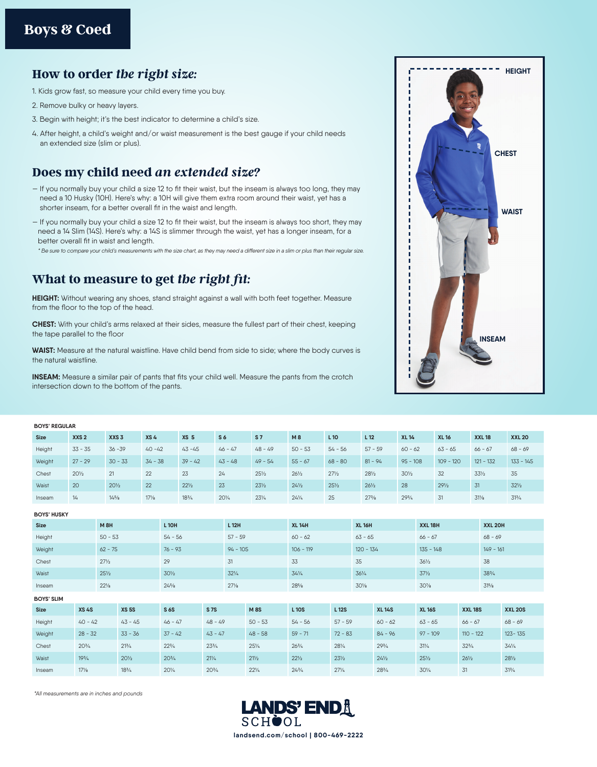# Boys & Coed

## How to order *the right size:*

1. Kids grow fast, so measure your child every time you buy.
2. Remove bulky or heavy layers.
3. Begin with height; it's the best indicator to determine a child's size.
4. After height, a child's weight and/or waist measurement is the best gauge if your child needs an extended size (slim or plus).

## Does my child need *an extended size?*

— If you normally buy your child a size 12 to fit their waist, but the inseam is always too long, they may need a 10 Husky (10H). Here's why: a 10H will give them extra room around their waist, yet has a shorter inseam, for a better overall fit in the waist and length.

— If you normally buy your child a size 12 to fit their waist, but the inseam is always too short, they may need a 14 Slim (14S). Here's why: a 14S is slimmer through the waist, yet has a longer inseam, for a better overall fit in waist and length.

*\* Be sure to compare your child's measurements with the size chart, as they may need a different size in a slim or plus than their regular size.*

## What to measure to get *the right fit:*

**HEIGHT:** Without wearing any shoes, stand straight against a wall with both feet together. Measure from the floor to the top of the head.

**CHEST:** With your child's arms relaxed at their sides, measure the fullest part of their chest, keeping the tape parallel to the floor

**WAIST:** Measure at the natural waistline. Have child bend from side to side; where the body curves is the natural waistline.

**INSEAM:** Measure a similar pair of pants that fits your child well. Measure the pants from the crotch intersection down to the bottom of the pants.

HEIGHT

CHEST

WAIST

INSEAM

**BOYS' REGULAR**

| Size | XXS 2 | XXS 3 | XS 4 | XS 5 | S 6 | S 7 | M 8 | L 10 | L 12 | XL 14 | XL 16 | XXL 18 | XXL 20 |
|---|---|---|---|---|---|---|---|---|---|---|---|---|---|
| Height | 33 - 35 | 36 -39 | 40 -42 | 43 -45 | 46 - 47 | 48 - 49 | 50 - 53 | 54 - 56 | 57 - 59 | 60 - 62 | 63 - 65 | 66 - 67 | 68 - 69 |
| Weight | 27 - 29 | 30 - 33 | 34 - 38 | 39 - 42 | 43 - 48 | 49 - 54 | 55 - 67 | 68 - 80 | 81 - 94 | 95 - 108 | 109 - 120 | 121 - 132 | 133 - 145 |
| Chest | 20½ | 21 | 22 | 23 | 24 | 25½ | 26½ | 27½ | 28½ | 30½ | 32 | 33½ | 35 |
| Waist | 20 | 20½ | 22 | 22½ | 23 | 23½ | 24½ | 25½ | 26½ | 28 | 29½ | 31 | 32½ |
| Inseam | 14 | 14⅝ | 17⅛ | 18¾ | 20¼ | 23¼ | 24¼ | 25 | 27⅜ | 29¾ | 31 | 31⅞ | 31¾ |

**BOYS' HUSKY**

| Size | M 8H | L 10H | L 12H | XL 14H | XL 16H | XXL 18H | XXL 20H |
|---|---|---|---|---|---|---|---|
| Height | 50 - 53 | 54 - 56 | 57 - 59 | 60 - 62 | 63 - 65 | 66 - 67 | 68 - 69 |
| Weight | 62 - 75 | 76 - 93 | 94 - 105 | 106 - 119 | 120 - 134 | 135 - 148 | 149 - 161 |
| Chest | 27½ | 29 | 31 | 33 | 35 | 36½ | 38 |
| Waist | 25½ | 30½ | 32¼ | 34¼ | 36¼ | 37½ | 38¾ |
| Inseam | 22⅛ | 24⅝ | 27⅛ | 28⅝ | 30⅛ | 30⅞ | 31⅝ |

**BOYS' SLIM**

| Size | XS 4S | XS 5S | S 6S | S 7S | M 8S | L 10S | L 12S | XL 14S | XL 16S | XXL 18S | XXL 20S |
|---|---|---|---|---|---|---|---|---|---|---|---|
| Height | 40 - 42 | 43 - 45 | 46 - 47 | 48 - 49 | 50 - 53 | 54 - 56 | 57 - 59 | 60 - 62 | 63 - 65 | 66 - 67 | 68 - 69 |
| Weight | 28 - 32 | 33 - 36 | 37 - 42 | 43 - 47 | 48 - 58 | 59 - 71 | 72 - 83 | 84 - 96 | 97 - 109 | 110 - 122 | 123- 135 |
| Chest | 20¾ | 21¾ | 22¾ | 23¾ | 25¼ | 26¾ | 28¼ | 29¾ | 31¼ | 32¾ | 34¼ |
| Waist | 19¾ | 20½ | 20¾ | 21¼ | 21½ | 22½ | 23½ | 24½ | 25½ | 26½ | 28½ |
| Inseam | 17⅛ | 18¾ | 20¼ | 20¾ | 22¼ | 24¾ | 27¼ | 28¾ | 30¼ | 31 | 31¾ |

*\*All measurements are in inches and pounds*

LANDS' END SCHOOL

landsend.com/school | 800-469-2222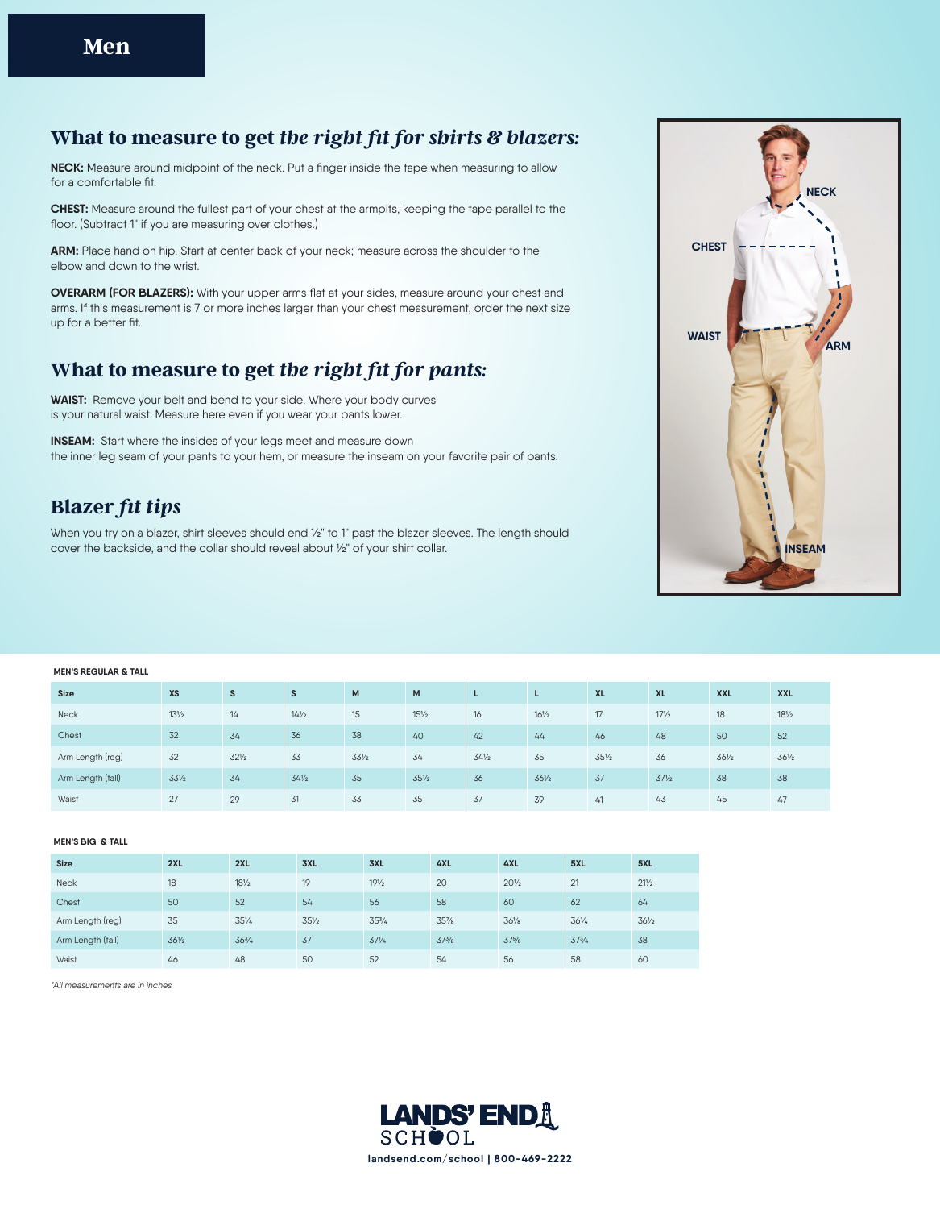# Men

## What to measure to get *the right fit for shirts & blazers:*

**NECK:** Measure around midpoint of the neck. Put a finger inside the tape when measuring to allow for a comfortable fit.

**CHEST:** Measure around the fullest part of your chest at the armpits, keeping the tape parallel to the floor. (Subtract 1" if you are measuring over clothes.)

**ARM:** Place hand on hip. Start at center back of your neck; measure across the shoulder to the elbow and down to the wrist.

**OVERARM (FOR BLAZERS):** With your upper arms flat at your sides, measure around your chest and arms. If this measurement is 7 or more inches larger than your chest measurement, order the next size up for a better fit.

## What to measure to get *the right fit for pants:*

**WAIST:** Remove your belt and bend to your side. Where your body curves is your natural waist. Measure here even if you wear your pants lower.

**INSEAM:** Start where the insides of your legs meet and measure down the inner leg seam of your pants to your hem, or measure the inseam on your favorite pair of pants.

## Blazer *fit tips*

When you try on a blazer, shirt sleeves should end ½" to 1" past the blazer sleeves. The length should cover the backside, and the collar should reveal about ½" of your shirt collar.

NECK

CHEST

WAIST

ARM

INSEAM

**MEN'S REGULAR & TALL**

| Size | XS | S | S | M | M | L | L | XL | XL | XXL | XXL |
|---|---|---|---|---|---|---|---|---|---|---|---|
| Neck | 13½ | 14 | 14½ | 15 | 15½ | 16 | 16½ | 17 | 17½ | 18 | 18½ |
| Chest | 32 | 34 | 36 | 38 | 40 | 42 | 44 | 46 | 48 | 50 | 52 |
| Arm Length (reg) | 32 | 32½ | 33 | 33½ | 34 | 34½ | 35 | 35½ | 36 | 36½ | 36½ |
| Arm Length (tall) | 33½ | 34 | 34½ | 35 | 35½ | 36 | 36½ | 37 | 37½ | 38 | 38 |
| Waist | 27 | 29 | 31 | 33 | 35 | 37 | 39 | 41 | 43 | 45 | 47 |

**MEN'S BIG & TALL**

| Size | 2XL | 2XL | 3XL | 3XL | 4XL | 4XL | 5XL | 5XL |
|---|---|---|---|---|---|---|---|---|
| Neck | 18 | 18½ | 19 | 19½ | 20 | 20½ | 21 | 21½ |
| Chest | 50 | 52 | 54 | 56 | 58 | 60 | 62 | 64 |
| Arm Length (reg) | 35 | 35¼ | 35½ | 35¾ | 35⅞ | 36⅛ | 36¼ | 36½ |
| Arm Length (tall) | 36½ | 36¾ | 37 | 37¼ | 37⅜ | 37⅝ | 37¾ | 38 |
| Waist | 46 | 48 | 50 | 52 | 54 | 56 | 58 | 60 |

*All measurements are in inches

LANDS' END SCHOOL

landsend.com/school | 800-469-2222